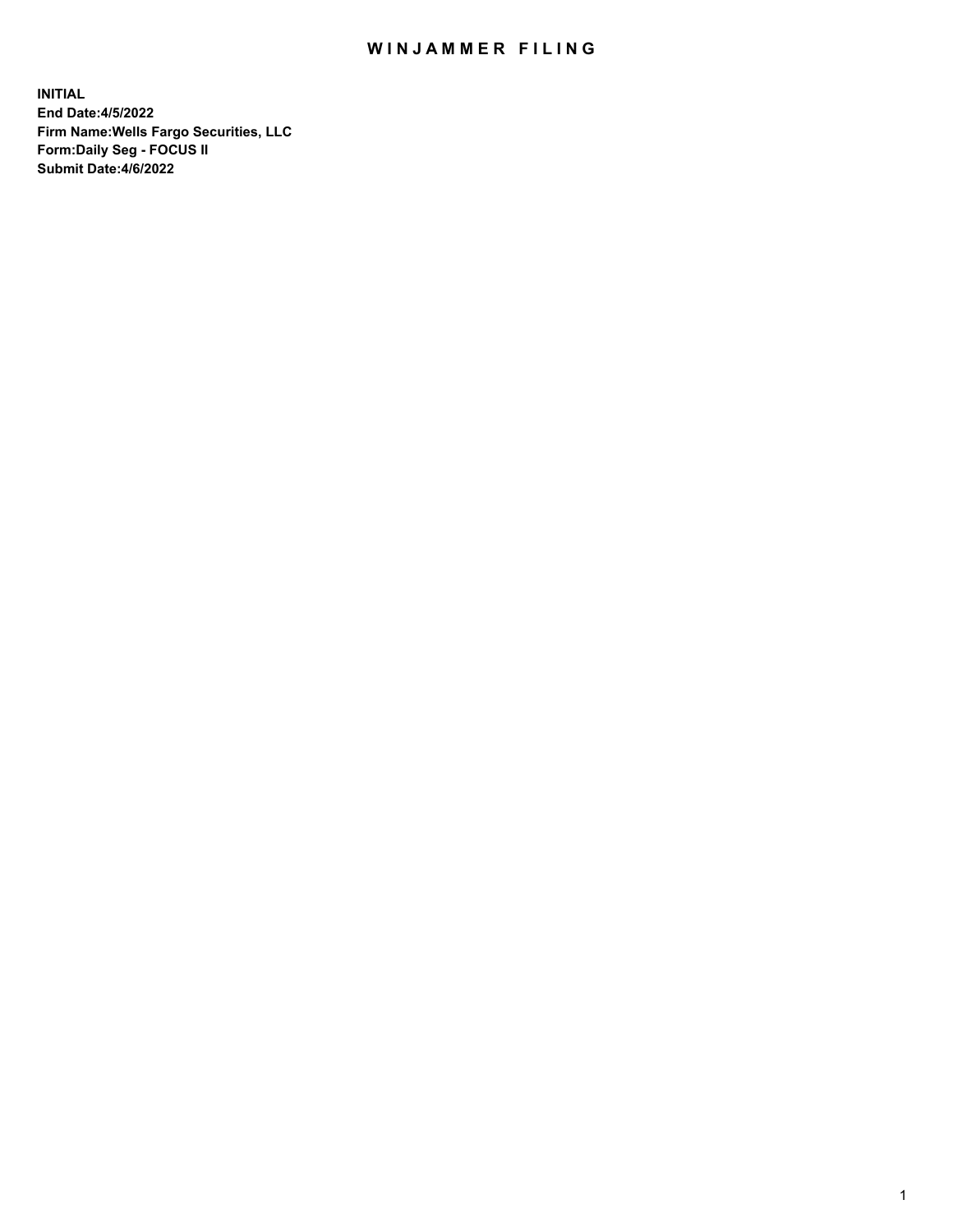# WINJAMMER FILING

**INITIAL**
**End Date:4/5/2022**
**Firm Name:Wells Fargo Securities, LLC**
**Form:Daily Seg - FOCUS II**
**Submit Date:4/6/2022**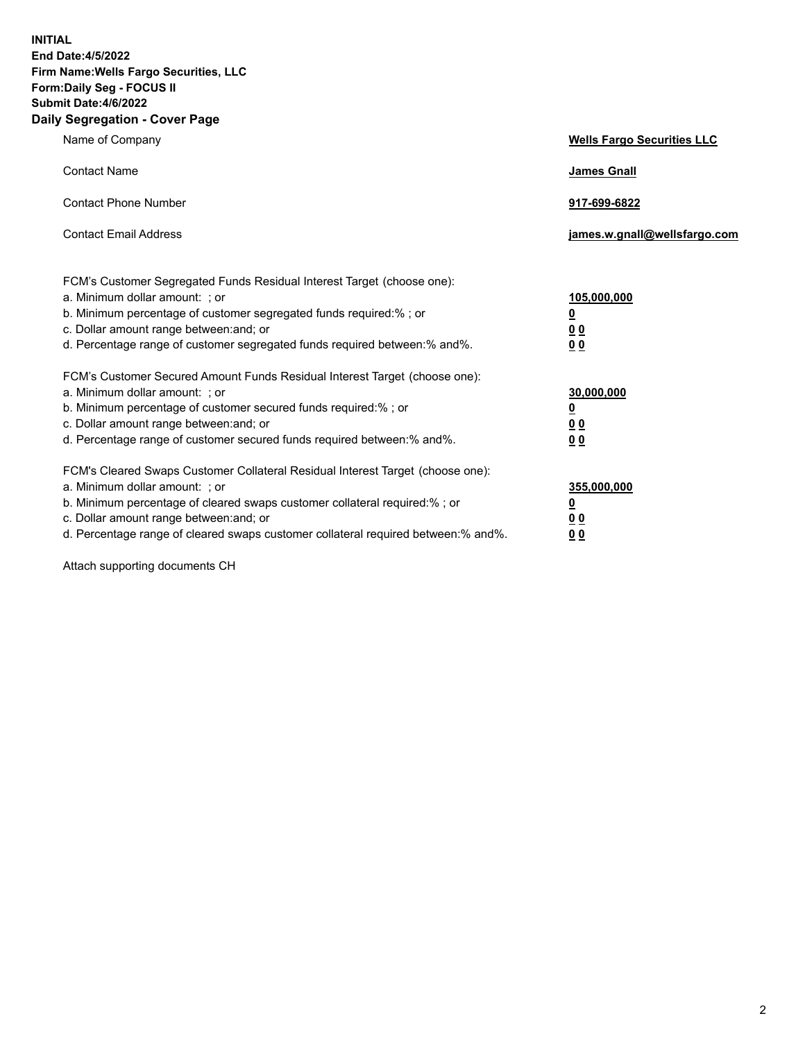**INITIAL**
**End Date:4/5/2022**
**Firm Name:Wells Fargo Securities, LLC**
**Form:Daily Seg - FOCUS II**
**Submit Date:4/6/2022**

## Daily Segregation - Cover Page

| | |
|---|---|
| Name of Company | **Wells Fargo Securities LLC** |
| Contact Name | **James Gnall** |
| Contact Phone Number | **917-699-6822** |
| Contact Email Address | **james.w.gnall@wellsfargo.com** |

| | |
|---|---|
| FCM's Customer Segregated Funds Residual Interest Target (choose one): | |
| a. Minimum dollar amount: ; or | **105,000,000** |
| b. Minimum percentage of customer segregated funds required:% ; or | **0** |
| c. Dollar amount range between:and; or | **0 0** |
| d. Percentage range of customer segregated funds required between:% and%. | **0 0** |
| FCM's Customer Secured Amount Funds Residual Interest Target (choose one): | |
| a. Minimum dollar amount: ; or | **30,000,000** |
| b. Minimum percentage of customer secured funds required:% ; or | **0** |
| c. Dollar amount range between:and; or | **0 0** |
| d. Percentage range of customer secured funds required between:% and%. | **0 0** |
| FCM's Cleared Swaps Customer Collateral Residual Interest Target (choose one): | |
| a. Minimum dollar amount: ; or | **355,000,000** |
| b. Minimum percentage of cleared swaps customer collateral required:% ; or | **0** |
| c. Dollar amount range between:and; or | **0 0** |
| d. Percentage range of cleared swaps customer collateral required between:% and%. | **0 0** |

Attach supporting documents CH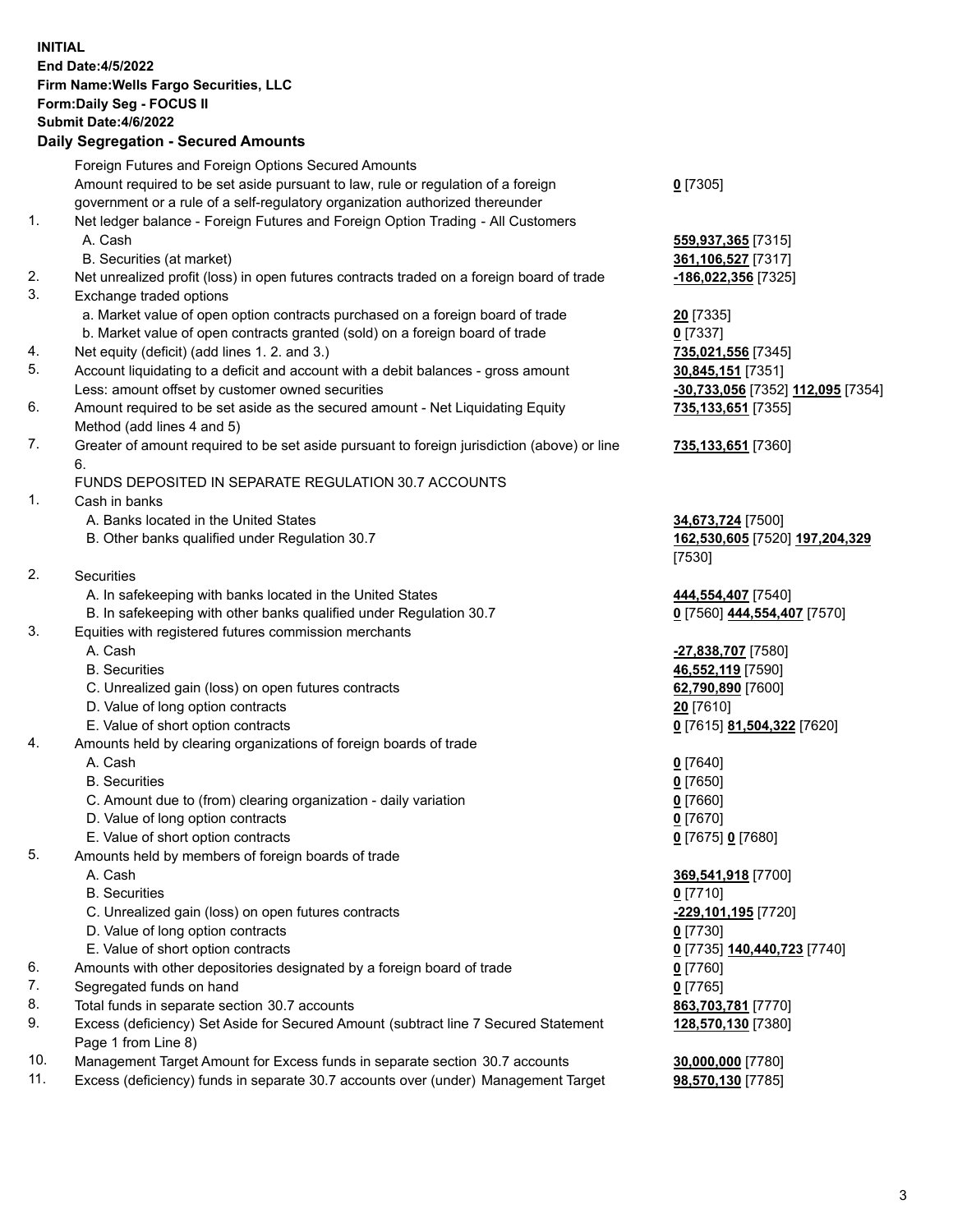**INITIAL**
**End Date:4/5/2022**
**Firm Name:Wells Fargo Securities, LLC**
**Form:Daily Seg - FOCUS II**
**Submit Date:4/6/2022**

### Daily Segregation - Secured Amounts

| | | |
|---|---|---|
| | Foreign Futures and Foreign Options Secured Amounts | |
| | Amount required to be set aside pursuant to law, rule or regulation of a foreign government or a rule of a self-regulatory organization authorized thereunder | **0** [7305] |
| 1. | Net ledger balance - Foreign Futures and Foreign Option Trading - All Customers | |
| | A. Cash | **559,937,365** [7315] |
| | B. Securities (at market) | **361,106,527** [7317] |
| 2. | Net unrealized profit (loss) in open futures contracts traded on a foreign board of trade | **-186,022,356** [7325] |
| 3. | Exchange traded options | |
| | a. Market value of open option contracts purchased on a foreign board of trade | **20** [7335] |
| | b. Market value of open contracts granted (sold) on a foreign board of trade | **0** [7337] |
| 4. | Net equity (deficit) (add lines 1. 2. and 3.) | **735,021,556** [7345] |
| 5. | Account liquidating to a deficit and account with a debit balances - gross amount | **30,845,151** [7351] |
| | Less: amount offset by customer owned securities | **-30,733,056** [7352] **112,095** [7354] |
| 6. | Amount required to be set aside as the secured amount - Net Liquidating Equity Method (add lines 4 and 5) | **735,133,651** [7355] |
| 7. | Greater of amount required to be set aside pursuant to foreign jurisdiction (above) or line 6. | **735,133,651** [7360] |
| | FUNDS DEPOSITED IN SEPARATE REGULATION 30.7 ACCOUNTS | |
| 1. | Cash in banks | |
| | A. Banks located in the United States | **34,673,724** [7500] |
| | B. Other banks qualified under Regulation 30.7 | **162,530,605** [7520] **197,204,329** [7530] |
| 2. | Securities | |
| | A. In safekeeping with banks located in the United States | **444,554,407** [7540] |
| | B. In safekeeping with other banks qualified under Regulation 30.7 | **0** [7560] **444,554,407** [7570] |
| 3. | Equities with registered futures commission merchants | |
| | A. Cash | **-27,838,707** [7580] |
| | B. Securities | **46,552,119** [7590] |
| | C. Unrealized gain (loss) on open futures contracts | **62,790,890** [7600] |
| | D. Value of long option contracts | **20** [7610] |
| | E. Value of short option contracts | **0** [7615] **81,504,322** [7620] |
| 4. | Amounts held by clearing organizations of foreign boards of trade | |
| | A. Cash | **0** [7640] |
| | B. Securities | **0** [7650] |
| | C. Amount due to (from) clearing organization - daily variation | **0** [7660] |
| | D. Value of long option contracts | **0** [7670] |
| | E. Value of short option contracts | **0** [7675] **0** [7680] |
| 5. | Amounts held by members of foreign boards of trade | |
| | A. Cash | **369,541,918** [7700] |
| | B. Securities | **0** [7710] |
| | C. Unrealized gain (loss) on open futures contracts | **-229,101,195** [7720] |
| | D. Value of long option contracts | **0** [7730] |
| | E. Value of short option contracts | **0** [7735] **140,440,723** [7740] |
| 6. | Amounts with other depositories designated by a foreign board of trade | **0** [7760] |
| 7. | Segregated funds on hand | **0** [7765] |
| 8. | Total funds in separate section 30.7 accounts | **863,703,781** [7770] |
| 9. | Excess (deficiency) Set Aside for Secured Amount (subtract line 7 Secured Statement Page 1 from Line 8) | **128,570,130** [7380] |
| 10. | Management Target Amount for Excess funds in separate section 30.7 accounts | **30,000,000** [7780] |
| 11. | Excess (deficiency) funds in separate 30.7 accounts over (under) Management Target | **98,570,130** [7785] |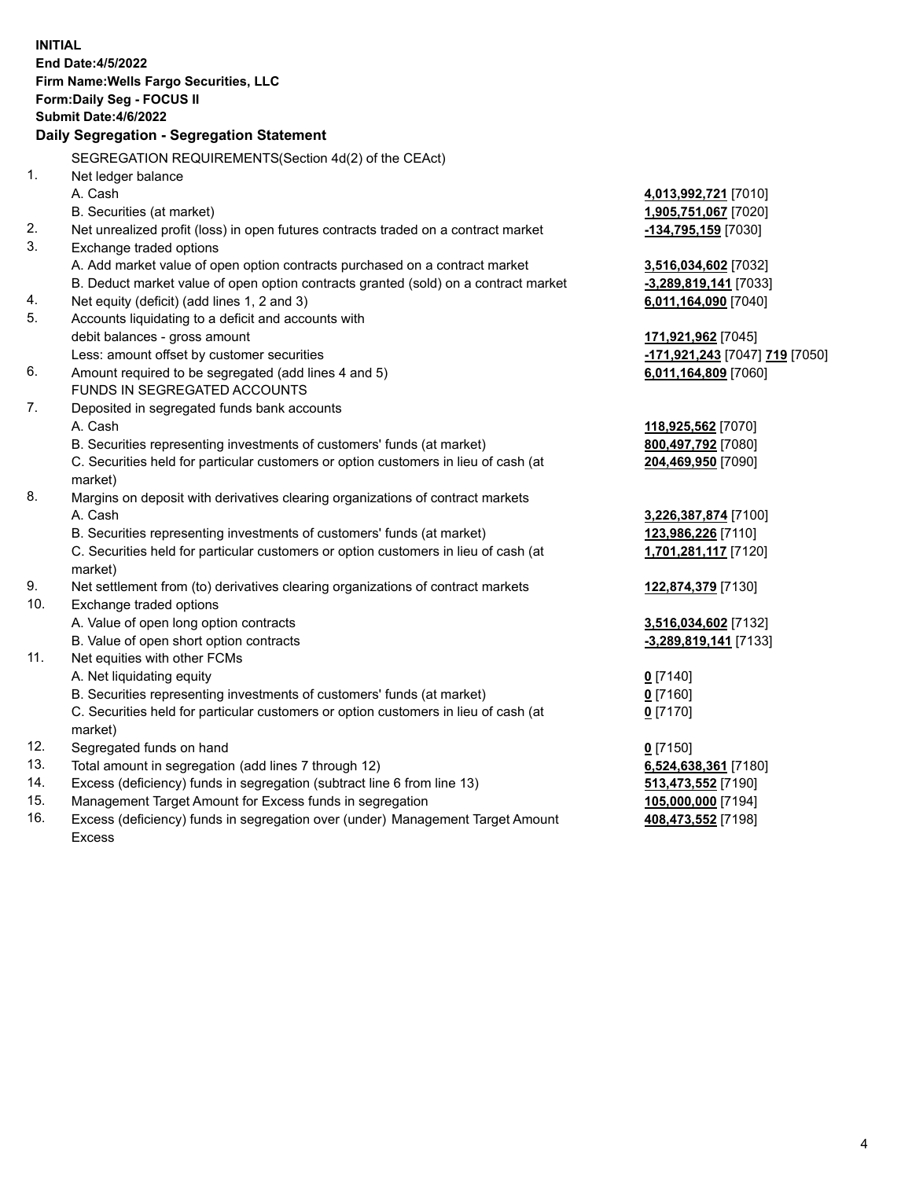**INITIAL**
**End Date:4/5/2022**
**Firm Name:Wells Fargo Securities, LLC**
**Form:Daily Seg - FOCUS II**
**Submit Date:4/6/2022**

## Daily Segregation - Segregation Statement

SEGREGATION REQUIREMENTS(Section 4d(2) of the CEAct)

| | | |
|---|---|---|
| 1. | Net ledger balance | |
| | A. Cash | **4,013,992,721** [7010] |
| | B. Securities (at market) | **1,905,751,067** [7020] |
| 2. | Net unrealized profit (loss) in open futures contracts traded on a contract market | **-134,795,159** [7030] |
| 3. | Exchange traded options | |
| | A. Add market value of open option contracts purchased on a contract market | **3,516,034,602** [7032] |
| | B. Deduct market value of open option contracts granted (sold) on a contract market | **-3,289,819,141** [7033] |
| 4. | Net equity (deficit) (add lines 1, 2 and 3) | **6,011,164,090** [7040] |
| 5. | Accounts liquidating to a deficit and accounts with debit balances - gross amount | **171,921,962** [7045] |
| | Less: amount offset by customer securities | **-171,921,243** [7047] **719** [7050] |
| 6. | Amount required to be segregated (add lines 4 and 5) | **6,011,164,809** [7060] |
| | FUNDS IN SEGREGATED ACCOUNTS | |
| 7. | Deposited in segregated funds bank accounts | |
| | A. Cash | **118,925,562** [7070] |
| | B. Securities representing investments of customers' funds (at market) | **800,497,792** [7080] |
| | C. Securities held for particular customers or option customers in lieu of cash (at market) | **204,469,950** [7090] |
| 8. | Margins on deposit with derivatives clearing organizations of contract markets | |
| | A. Cash | **3,226,387,874** [7100] |
| | B. Securities representing investments of customers' funds (at market) | **123,986,226** [7110] |
| | C. Securities held for particular customers or option customers in lieu of cash (at market) | **1,701,281,117** [7120] |
| 9. | Net settlement from (to) derivatives clearing organizations of contract markets | **122,874,379** [7130] |
| 10. | Exchange traded options | |
| | A. Value of open long option contracts | **3,516,034,602** [7132] |
| | B. Value of open short option contracts | **-3,289,819,141** [7133] |
| 11. | Net equities with other FCMs | |
| | A. Net liquidating equity | **0** [7140] |
| | B. Securities representing investments of customers' funds (at market) | **0** [7160] |
| | C. Securities held for particular customers or option customers in lieu of cash (at market) | **0** [7170] |
| 12. | Segregated funds on hand | **0** [7150] |
| 13. | Total amount in segregation (add lines 7 through 12) | **6,524,638,361** [7180] |
| 14. | Excess (deficiency) funds in segregation (subtract line 6 from line 13) | **513,473,552** [7190] |
| 15. | Management Target Amount for Excess funds in segregation | **105,000,000** [7194] |
| 16. | Excess (deficiency) funds in segregation over (under) Management Target Amount Excess | **408,473,552** [7198] |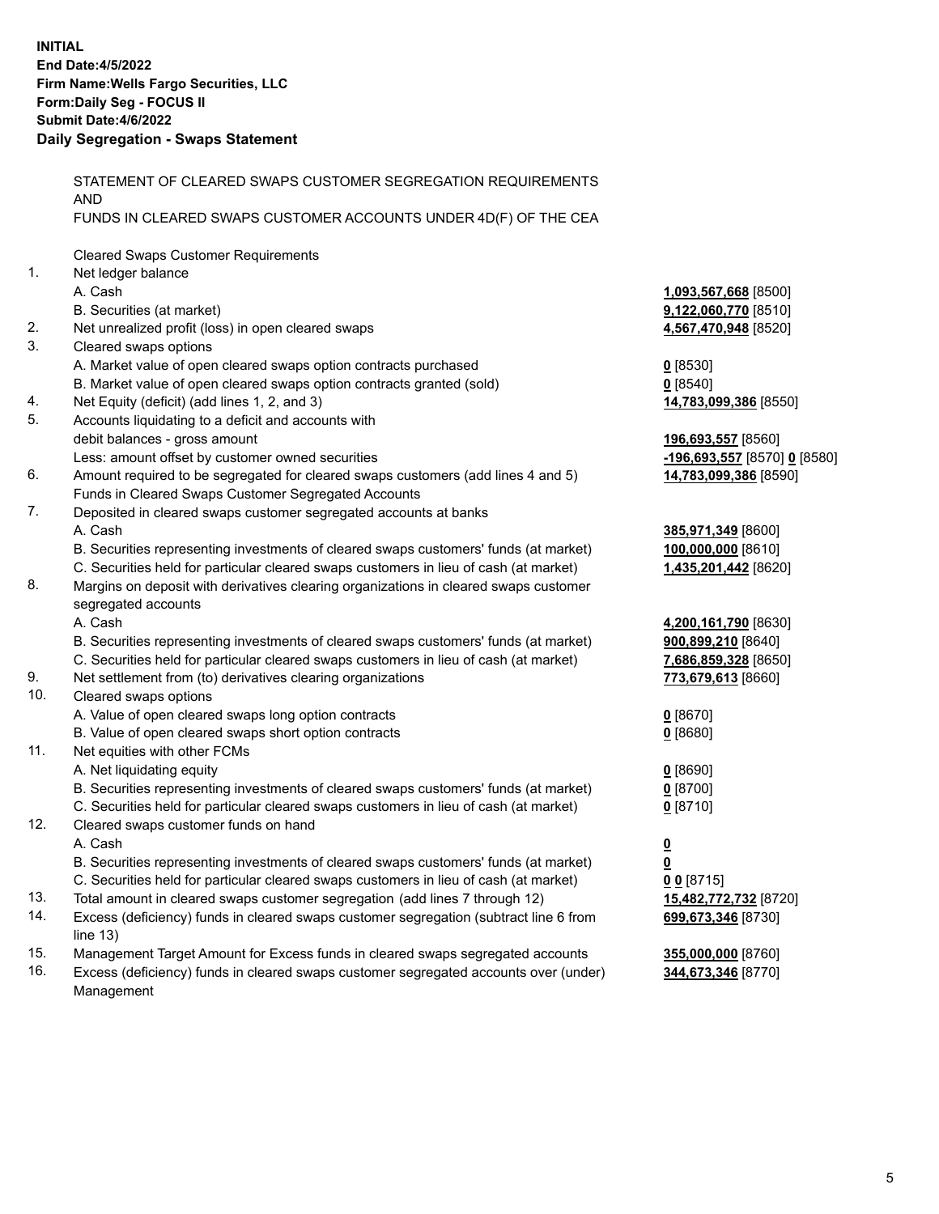**INITIAL**
**End Date:4/5/2022**
**Firm Name:Wells Fargo Securities, LLC**
**Form:Daily Seg - FOCUS II**
**Submit Date:4/6/2022**
**Daily Segregation - Swaps Statement**

STATEMENT OF CLEARED SWAPS CUSTOMER SEGREGATION REQUIREMENTS AND
FUNDS IN CLEARED SWAPS CUSTOMER ACCOUNTS UNDER 4D(F) OF THE CEA

| | | |
|---|---|---|
| | Cleared Swaps Customer Requirements | |
| 1. | Net ledger balance | |
| | A. Cash | **1,093,567,668** [8500] |
| | B. Securities (at market) | **9,122,060,770** [8510] |
| 2. | Net unrealized profit (loss) in open cleared swaps | **4,567,470,948** [8520] |
| 3. | Cleared swaps options | |
| | A. Market value of open cleared swaps option contracts purchased | **0** [8530] |
| | B. Market value of open cleared swaps option contracts granted (sold) | **0** [8540] |
| 4. | Net Equity (deficit) (add lines 1, 2, and 3) | **14,783,099,386** [8550] |
| 5. | Accounts liquidating to a deficit and accounts with debit balances - gross amount | **196,693,557** [8560] |
| | Less: amount offset by customer owned securities | **-196,693,557** [8570] **0** [8580] |
| 6. | Amount required to be segregated for cleared swaps customers (add lines 4 and 5) | **14,783,099,386** [8590] |
| | Funds in Cleared Swaps Customer Segregated Accounts | |
| 7. | Deposited in cleared swaps customer segregated accounts at banks | |
| | A. Cash | **385,971,349** [8600] |
| | B. Securities representing investments of cleared swaps customers' funds (at market) | **100,000,000** [8610] |
| | C. Securities held for particular cleared swaps customers in lieu of cash (at market) | **1,435,201,442** [8620] |
| 8. | Margins on deposit with derivatives clearing organizations in cleared swaps customer segregated accounts | |
| | A. Cash | **4,200,161,790** [8630] |
| | B. Securities representing investments of cleared swaps customers' funds (at market) | **900,899,210** [8640] |
| | C. Securities held for particular cleared swaps customers in lieu of cash (at market) | **7,686,859,328** [8650] |
| 9. | Net settlement from (to) derivatives clearing organizations | **773,679,613** [8660] |
| 10. | Cleared swaps options | |
| | A. Value of open cleared swaps long option contracts | **0** [8670] |
| | B. Value of open cleared swaps short option contracts | **0** [8680] |
| 11. | Net equities with other FCMs | |
| | A. Net liquidating equity | **0** [8690] |
| | B. Securities representing investments of cleared swaps customers' funds (at market) | **0** [8700] |
| | C. Securities held for particular cleared swaps customers in lieu of cash (at market) | **0** [8710] |
| 12. | Cleared swaps customer funds on hand | |
| | A. Cash | **0** |
| | B. Securities representing investments of cleared swaps customers' funds (at market) | **0** |
| | C. Securities held for particular cleared swaps customers in lieu of cash (at market) | **0** **0** [8715] |
| 13. | Total amount in cleared swaps customer segregation (add lines 7 through 12) | **15,482,772,732** [8720] |
| 14. | Excess (deficiency) funds in cleared swaps customer segregation (subtract line 6 from line 13) | **699,673,346** [8730] |
| 15. | Management Target Amount for Excess funds in cleared swaps segregated accounts | **355,000,000** [8760] |
| 16. | Excess (deficiency) funds in cleared swaps customer segregated accounts over (under) Management | **344,673,346** [8770] |